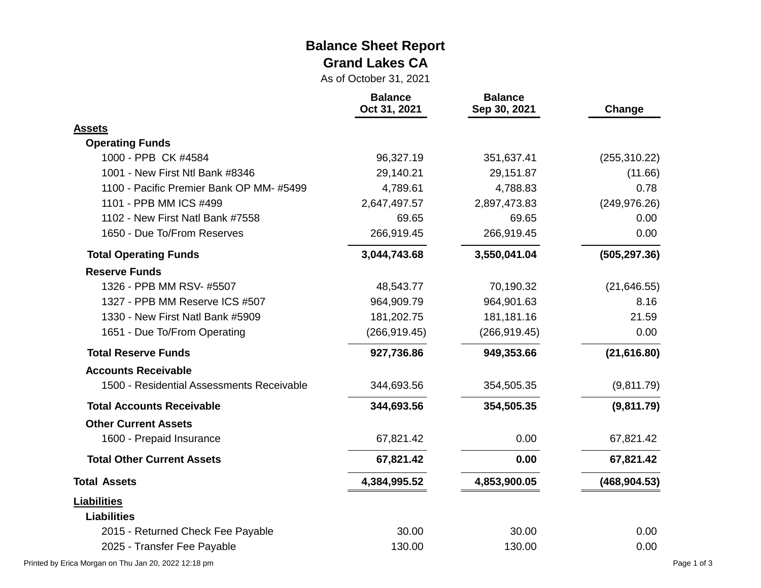# Balance Sheet Report

## Grand Lakes CA

As of October 31, 2021

| | Balance Oct 31, 2021 | Balance Sep 30, 2021 | Change |
|---|---|---|---|
| **Assets** | | | |
| **Operating Funds** | | | |
| 1000 - PPB CK #4584 | 96,327.19 | 351,637.41 | (255,310.22) |
| 1001 - New First Ntl Bank #8346 | 29,140.21 | 29,151.87 | (11.66) |
| 1100 - Pacific Premier Bank OP MM- #5499 | 4,789.61 | 4,788.83 | 0.78 |
| 1101 - PPB MM ICS #499 | 2,647,497.57 | 2,897,473.83 | (249,976.26) |
| 1102 - New First Natl Bank #7558 | 69.65 | 69.65 | 0.00 |
| 1650 - Due To/From Reserves | 266,919.45 | 266,919.45 | 0.00 |
| **Total Operating Funds** | **3,044,743.68** | **3,550,041.04** | **(505,297.36)** |
| **Reserve Funds** | | | |
| 1326 - PPB MM RSV- #5507 | 48,543.77 | 70,190.32 | (21,646.55) |
| 1327 - PPB MM Reserve ICS #507 | 964,909.79 | 964,901.63 | 8.16 |
| 1330 - New First Natl Bank #5909 | 181,202.75 | 181,181.16 | 21.59 |
| 1651 - Due To/From Operating | (266,919.45) | (266,919.45) | 0.00 |
| **Total Reserve Funds** | **927,736.86** | **949,353.66** | **(21,616.80)** |
| **Accounts Receivable** | | | |
| 1500 - Residential Assessments Receivable | 344,693.56 | 354,505.35 | (9,811.79) |
| **Total Accounts Receivable** | **344,693.56** | **354,505.35** | **(9,811.79)** |
| **Other Current Assets** | | | |
| 1600 - Prepaid Insurance | 67,821.42 | 0.00 | 67,821.42 |
| **Total Other Current Assets** | **67,821.42** | **0.00** | **67,821.42** |
| **Total Assets** | **4,384,995.52** | **4,853,900.05** | **(468,904.53)** |
| **Liabilities** | | | |
| **Liabilities** | | | |
| 2015 - Returned Check Fee Payable | 30.00 | 30.00 | 0.00 |
| 2025 - Transfer Fee Payable | 130.00 | 130.00 | 0.00 |

Printed by Erica Morgan on Thu Jan 20, 2022 12:18 pm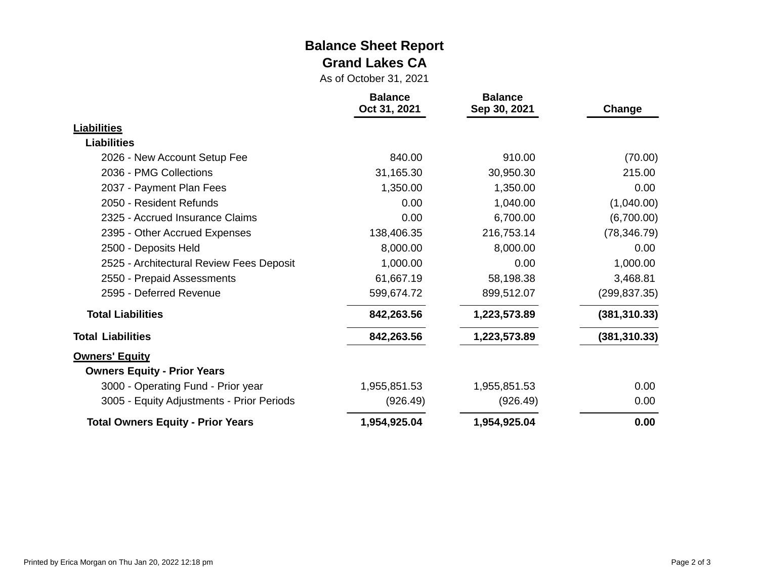# Balance Sheet Report

## Grand Lakes CA

As of October 31, 2021

| | Balance Oct 31, 2021 | Balance Sep 30, 2021 | Change |
|---|---|---|---|
| **Liabilities** | | | |
| **Liabilities** | | | |
| 2026 - New Account Setup Fee | 840.00 | 910.00 | (70.00) |
| 2036 - PMG Collections | 31,165.30 | 30,950.30 | 215.00 |
| 2037 - Payment Plan Fees | 1,350.00 | 1,350.00 | 0.00 |
| 2050 - Resident Refunds | 0.00 | 1,040.00 | (1,040.00) |
| 2325 - Accrued Insurance Claims | 0.00 | 6,700.00 | (6,700.00) |
| 2395 - Other Accrued Expenses | 138,406.35 | 216,753.14 | (78,346.79) |
| 2500 - Deposits Held | 8,000.00 | 8,000.00 | 0.00 |
| 2525 - Architectural Review Fees Deposit | 1,000.00 | 0.00 | 1,000.00 |
| 2550 - Prepaid Assessments | 61,667.19 | 58,198.38 | 3,468.81 |
| 2595 - Deferred Revenue | 599,674.72 | 899,512.07 | (299,837.35) |
| **Total Liabilities** | **842,263.56** | **1,223,573.89** | **(381,310.33)** |
| **Total Liabilities** | **842,263.56** | **1,223,573.89** | **(381,310.33)** |
| **Owners' Equity** | | | |
| **Owners Equity - Prior Years** | | | |
| 3000 - Operating Fund - Prior year | 1,955,851.53 | 1,955,851.53 | 0.00 |
| 3005 - Equity Adjustments - Prior Periods | (926.49) | (926.49) | 0.00 |
| **Total Owners Equity - Prior Years** | **1,954,925.04** | **1,954,925.04** | **0.00** |

Printed by Erica Morgan on Thu Jan 20, 2022 12:18 pm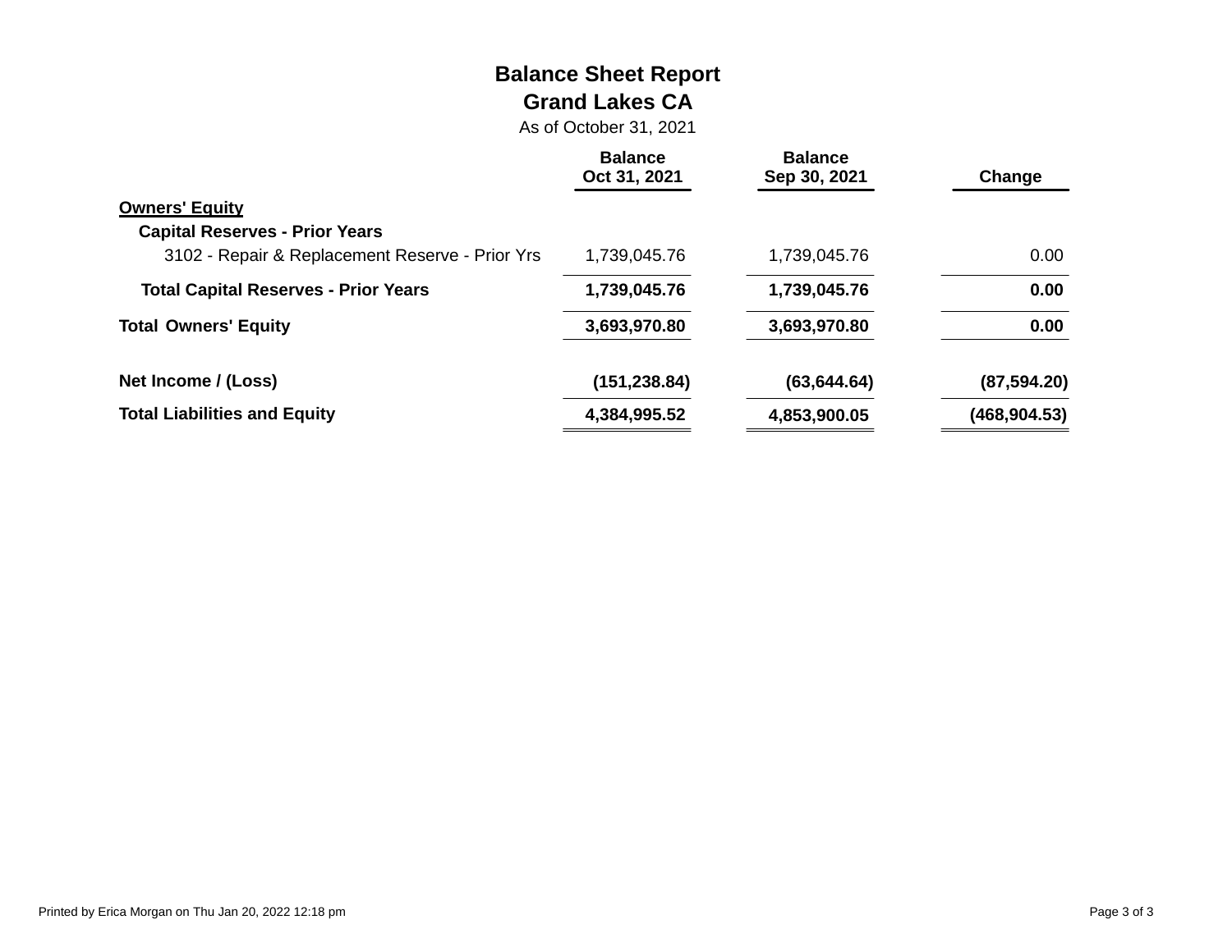# Balance Sheet Report

## Grand Lakes CA

As of October 31, 2021

| | Balance Oct 31, 2021 | Balance Sep 30, 2021 | Change |
|---|---|---|---|
| **Owners' Equity** | | | |
| **Capital Reserves - Prior Years** | | | |
| 3102 - Repair & Replacement Reserve - Prior Yrs | 1,739,045.76 | 1,739,045.76 | 0.00 |
| **Total Capital Reserves - Prior Years** | **1,739,045.76** | **1,739,045.76** | **0.00** |
| **Total Owners' Equity** | **3,693,970.80** | **3,693,970.80** | **0.00** |
| **Net Income / (Loss)** | **(151,238.84)** | **(63,644.64)** | **(87,594.20)** |
| **Total Liabilities and Equity** | **4,384,995.52** | **4,853,900.05** | **(468,904.53)** |

Printed by Erica Morgan on Thu Jan 20, 2022 12:18 pm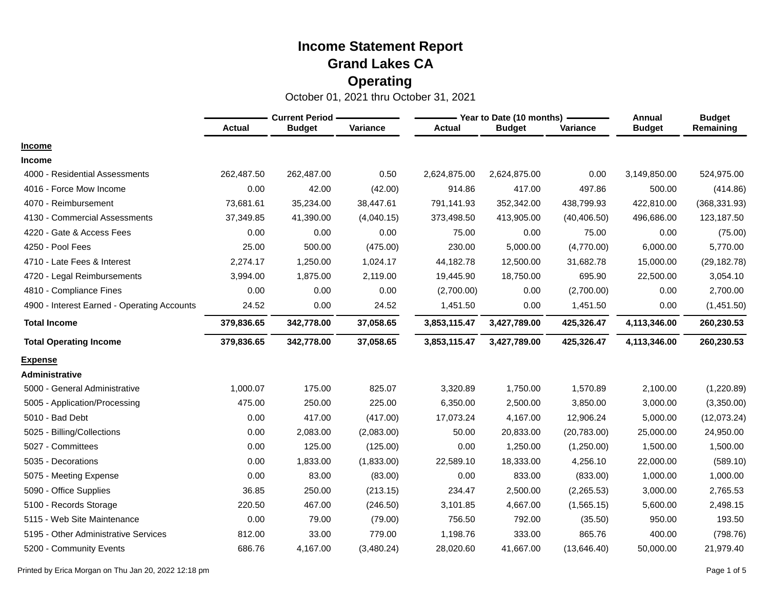# Income Statement Report
## Grand Lakes CA
## Operating

October 01, 2021 thru October 31, 2021

| | Current Period | | | Year to Date (10 months) | | | Annual | Budget |
|---|---|---|---|---|---|---|---|---|
| | Actual | Budget | Variance | Actual | Budget | Variance | Budget | Remaining |
| **Income** | | | | | | | | |
| **Income** | | | | | | | | |
| 4000 - Residential Assessments | 262,487.50 | 262,487.00 | 0.50 | 2,624,875.00 | 2,624,875.00 | 0.00 | 3,149,850.00 | 524,975.00 |
| 4016 - Force Mow Income | 0.00 | 42.00 | (42.00) | 914.86 | 417.00 | 497.86 | 500.00 | (414.86) |
| 4070 - Reimbursement | 73,681.61 | 35,234.00 | 38,447.61 | 791,141.93 | 352,342.00 | 438,799.93 | 422,810.00 | (368,331.93) |
| 4130 - Commercial Assessments | 37,349.85 | 41,390.00 | (4,040.15) | 373,498.50 | 413,905.00 | (40,406.50) | 496,686.00 | 123,187.50 |
| 4220 - Gate & Access Fees | 0.00 | 0.00 | 0.00 | 75.00 | 0.00 | 75.00 | 0.00 | (75.00) |
| 4250 - Pool Fees | 25.00 | 500.00 | (475.00) | 230.00 | 5,000.00 | (4,770.00) | 6,000.00 | 5,770.00 |
| 4710 - Late Fees & Interest | 2,274.17 | 1,250.00 | 1,024.17 | 44,182.78 | 12,500.00 | 31,682.78 | 15,000.00 | (29,182.78) |
| 4720 - Legal Reimbursements | 3,994.00 | 1,875.00 | 2,119.00 | 19,445.90 | 18,750.00 | 695.90 | 22,500.00 | 3,054.10 |
| 4810 - Compliance Fines | 0.00 | 0.00 | 0.00 | (2,700.00) | 0.00 | (2,700.00) | 0.00 | 2,700.00 |
| 4900 - Interest Earned - Operating Accounts | 24.52 | 0.00 | 24.52 | 1,451.50 | 0.00 | 1,451.50 | 0.00 | (1,451.50) |
| **Total Income** | **379,836.65** | **342,778.00** | **37,058.65** | **3,853,115.47** | **3,427,789.00** | **425,326.47** | **4,113,346.00** | **260,230.53** |
| **Total Operating Income** | **379,836.65** | **342,778.00** | **37,058.65** | **3,853,115.47** | **3,427,789.00** | **425,326.47** | **4,113,346.00** | **260,230.53** |
| **Expense** | | | | | | | | |
| **Administrative** | | | | | | | | |
| 5000 - General Administrative | 1,000.07 | 175.00 | 825.07 | 3,320.89 | 1,750.00 | 1,570.89 | 2,100.00 | (1,220.89) |
| 5005 - Application/Processing | 475.00 | 250.00 | 225.00 | 6,350.00 | 2,500.00 | 3,850.00 | 3,000.00 | (3,350.00) |
| 5010 - Bad Debt | 0.00 | 417.00 | (417.00) | 17,073.24 | 4,167.00 | 12,906.24 | 5,000.00 | (12,073.24) |
| 5025 - Billing/Collections | 0.00 | 2,083.00 | (2,083.00) | 50.00 | 20,833.00 | (20,783.00) | 25,000.00 | 24,950.00 |
| 5027 - Committees | 0.00 | 125.00 | (125.00) | 0.00 | 1,250.00 | (1,250.00) | 1,500.00 | 1,500.00 |
| 5035 - Decorations | 0.00 | 1,833.00 | (1,833.00) | 22,589.10 | 18,333.00 | 4,256.10 | 22,000.00 | (589.10) |
| 5075 - Meeting Expense | 0.00 | 83.00 | (83.00) | 0.00 | 833.00 | (833.00) | 1,000.00 | 1,000.00 |
| 5090 - Office Supplies | 36.85 | 250.00 | (213.15) | 234.47 | 2,500.00 | (2,265.53) | 3,000.00 | 2,765.53 |
| 5100 - Records Storage | 220.50 | 467.00 | (246.50) | 3,101.85 | 4,667.00 | (1,565.15) | 5,600.00 | 2,498.15 |
| 5115 - Web Site Maintenance | 0.00 | 79.00 | (79.00) | 756.50 | 792.00 | (35.50) | 950.00 | 193.50 |
| 5195 - Other Administrative Services | 812.00 | 33.00 | 779.00 | 1,198.76 | 333.00 | 865.76 | 400.00 | (798.76) |
| 5200 - Community Events | 686.76 | 4,167.00 | (3,480.24) | 28,020.60 | 41,667.00 | (13,646.40) | 50,000.00 | 21,979.40 |

Printed by Erica Morgan on Thu Jan 20, 2022 12:18 pm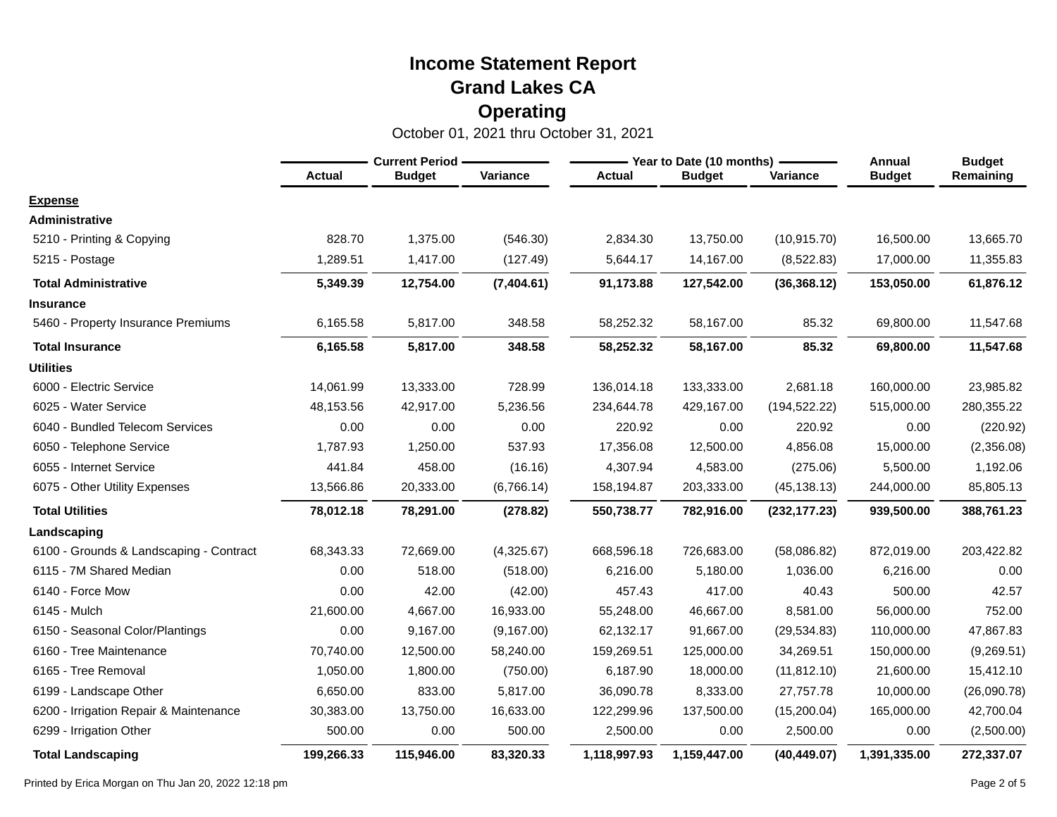# Income Statement Report
## Grand Lakes CA
## Operating

October 01, 2021 thru October 31, 2021

| | Current Period | | | Year to Date (10 months) | | | Annual | Budget |
|---|---|---|---|---|---|---|---|---|
| | Actual | Budget | Variance | Actual | Budget | Variance | Budget | Remaining |
| **Expense** | | | | | | | | |
| **Administrative** | | | | | | | | |
| 5210 - Printing & Copying | 828.70 | 1,375.00 | (546.30) | 2,834.30 | 13,750.00 | (10,915.70) | 16,500.00 | 13,665.70 |
| 5215 - Postage | 1,289.51 | 1,417.00 | (127.49) | 5,644.17 | 14,167.00 | (8,522.83) | 17,000.00 | 11,355.83 |
| **Total Administrative** | **5,349.39** | **12,754.00** | **(7,404.61)** | **91,173.88** | **127,542.00** | **(36,368.12)** | **153,050.00** | **61,876.12** |
| **Insurance** | | | | | | | | |
| 5460 - Property Insurance Premiums | 6,165.58 | 5,817.00 | 348.58 | 58,252.32 | 58,167.00 | 85.32 | 69,800.00 | 11,547.68 |
| **Total Insurance** | **6,165.58** | **5,817.00** | **348.58** | **58,252.32** | **58,167.00** | **85.32** | **69,800.00** | **11,547.68** |
| **Utilities** | | | | | | | | |
| 6000 - Electric Service | 14,061.99 | 13,333.00 | 728.99 | 136,014.18 | 133,333.00 | 2,681.18 | 160,000.00 | 23,985.82 |
| 6025 - Water Service | 48,153.56 | 42,917.00 | 5,236.56 | 234,644.78 | 429,167.00 | (194,522.22) | 515,000.00 | 280,355.22 |
| 6040 - Bundled Telecom Services | 0.00 | 0.00 | 0.00 | 220.92 | 0.00 | 220.92 | 0.00 | (220.92) |
| 6050 - Telephone Service | 1,787.93 | 1,250.00 | 537.93 | 17,356.08 | 12,500.00 | 4,856.08 | 15,000.00 | (2,356.08) |
| 6055 - Internet Service | 441.84 | 458.00 | (16.16) | 4,307.94 | 4,583.00 | (275.06) | 5,500.00 | 1,192.06 |
| 6075 - Other Utility Expenses | 13,566.86 | 20,333.00 | (6,766.14) | 158,194.87 | 203,333.00 | (45,138.13) | 244,000.00 | 85,805.13 |
| **Total Utilities** | **78,012.18** | **78,291.00** | **(278.82)** | **550,738.77** | **782,916.00** | **(232,177.23)** | **939,500.00** | **388,761.23** |
| **Landscaping** | | | | | | | | |
| 6100 - Grounds & Landscaping - Contract | 68,343.33 | 72,669.00 | (4,325.67) | 668,596.18 | 726,683.00 | (58,086.82) | 872,019.00 | 203,422.82 |
| 6115 - 7M Shared Median | 0.00 | 518.00 | (518.00) | 6,216.00 | 5,180.00 | 1,036.00 | 6,216.00 | 0.00 |
| 6140 - Force Mow | 0.00 | 42.00 | (42.00) | 457.43 | 417.00 | 40.43 | 500.00 | 42.57 |
| 6145 - Mulch | 21,600.00 | 4,667.00 | 16,933.00 | 55,248.00 | 46,667.00 | 8,581.00 | 56,000.00 | 752.00 |
| 6150 - Seasonal Color/Plantings | 0.00 | 9,167.00 | (9,167.00) | 62,132.17 | 91,667.00 | (29,534.83) | 110,000.00 | 47,867.83 |
| 6160 - Tree Maintenance | 70,740.00 | 12,500.00 | 58,240.00 | 159,269.51 | 125,000.00 | 34,269.51 | 150,000.00 | (9,269.51) |
| 6165 - Tree Removal | 1,050.00 | 1,800.00 | (750.00) | 6,187.90 | 18,000.00 | (11,812.10) | 21,600.00 | 15,412.10 |
| 6199 - Landscape Other | 6,650.00 | 833.00 | 5,817.00 | 36,090.78 | 8,333.00 | 27,757.78 | 10,000.00 | (26,090.78) |
| 6200 - Irrigation Repair & Maintenance | 30,383.00 | 13,750.00 | 16,633.00 | 122,299.96 | 137,500.00 | (15,200.04) | 165,000.00 | 42,700.04 |
| 6299 - Irrigation Other | 500.00 | 0.00 | 500.00 | 2,500.00 | 0.00 | 2,500.00 | 0.00 | (2,500.00) |
| **Total Landscaping** | **199,266.33** | **115,946.00** | **83,320.33** | **1,118,997.93** | **1,159,447.00** | **(40,449.07)** | **1,391,335.00** | **272,337.07** |

Printed by Erica Morgan on Thu Jan 20, 2022 12:18 pm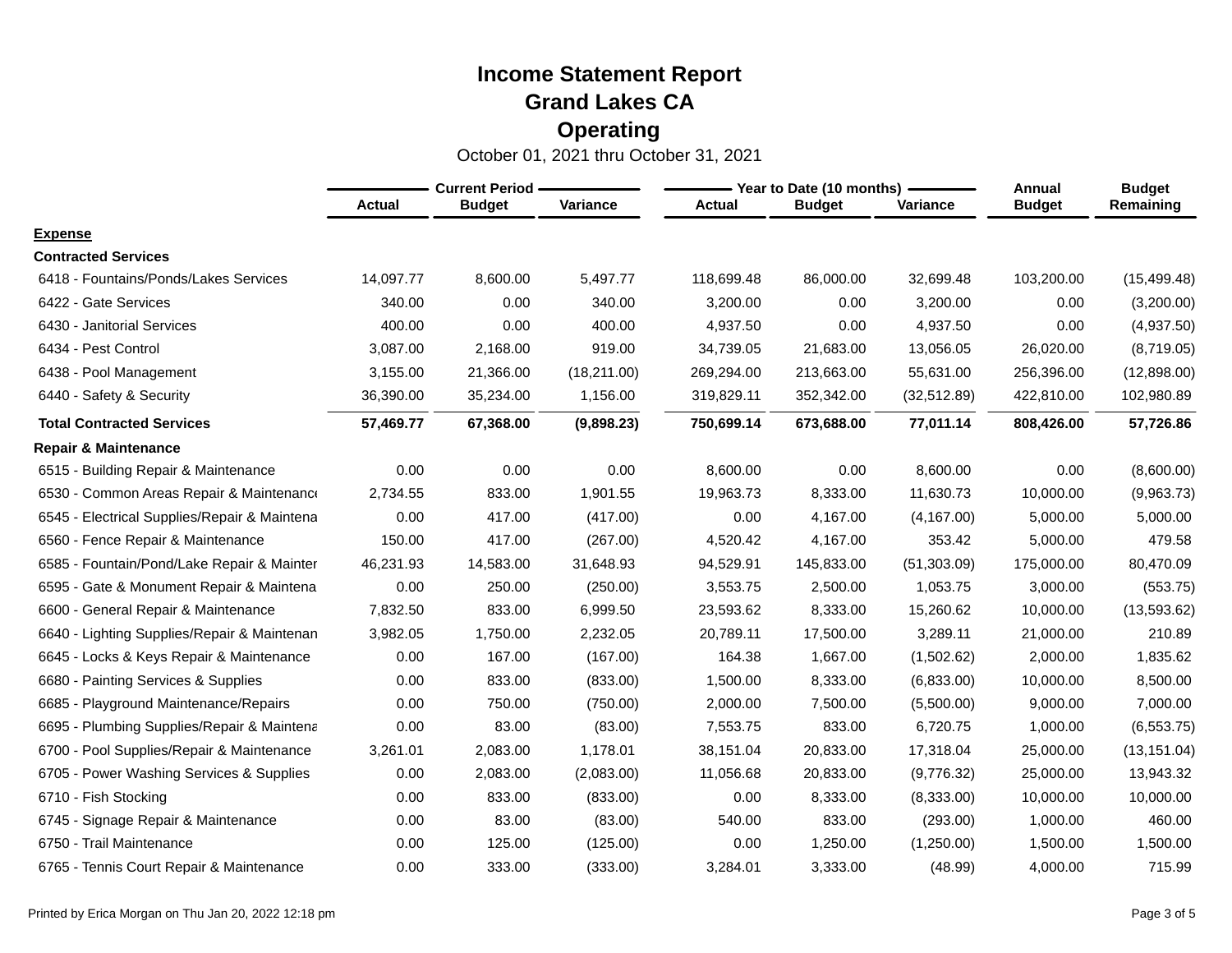# Income Statement Report

## Grand Lakes CA

## Operating

October 01, 2021 thru October 31, 2021

| | Current Period | | | Year to Date (10 months) | | | Annual | Budget |
|---|---|---|---|---|---|---|---|---|
| | Actual | Budget | Variance | Actual | Budget | Variance | Budget | Remaining |
| **Expense** | | | | | | | | |
| **Contracted Services** | | | | | | | | |
| 6418 - Fountains/Ponds/Lakes Services | 14,097.77 | 8,600.00 | 5,497.77 | 118,699.48 | 86,000.00 | 32,699.48 | 103,200.00 | (15,499.48) |
| 6422 - Gate Services | 340.00 | 0.00 | 340.00 | 3,200.00 | 0.00 | 3,200.00 | 0.00 | (3,200.00) |
| 6430 - Janitorial Services | 400.00 | 0.00 | 400.00 | 4,937.50 | 0.00 | 4,937.50 | 0.00 | (4,937.50) |
| 6434 - Pest Control | 3,087.00 | 2,168.00 | 919.00 | 34,739.05 | 21,683.00 | 13,056.05 | 26,020.00 | (8,719.05) |
| 6438 - Pool Management | 3,155.00 | 21,366.00 | (18,211.00) | 269,294.00 | 213,663.00 | 55,631.00 | 256,396.00 | (12,898.00) |
| 6440 - Safety & Security | 36,390.00 | 35,234.00 | 1,156.00 | 319,829.11 | 352,342.00 | (32,512.89) | 422,810.00 | 102,980.89 |
| **Total Contracted Services** | **57,469.77** | **67,368.00** | **(9,898.23)** | **750,699.14** | **673,688.00** | **77,011.14** | **808,426.00** | **57,726.86** |
| **Repair & Maintenance** | | | | | | | | |
| 6515 - Building Repair & Maintenance | 0.00 | 0.00 | 0.00 | 8,600.00 | 0.00 | 8,600.00 | 0.00 | (8,600.00) |
| 6530 - Common Areas Repair & Maintenance | 2,734.55 | 833.00 | 1,901.55 | 19,963.73 | 8,333.00 | 11,630.73 | 10,000.00 | (9,963.73) |
| 6545 - Electrical Supplies/Repair & Maintena | 0.00 | 417.00 | (417.00) | 0.00 | 4,167.00 | (4,167.00) | 5,000.00 | 5,000.00 |
| 6560 - Fence Repair & Maintenance | 150.00 | 417.00 | (267.00) | 4,520.42 | 4,167.00 | 353.42 | 5,000.00 | 479.58 |
| 6585 - Fountain/Pond/Lake Repair & Mainter | 46,231.93 | 14,583.00 | 31,648.93 | 94,529.91 | 145,833.00 | (51,303.09) | 175,000.00 | 80,470.09 |
| 6595 - Gate & Monument Repair & Maintena | 0.00 | 250.00 | (250.00) | 3,553.75 | 2,500.00 | 1,053.75 | 3,000.00 | (553.75) |
| 6600 - General Repair & Maintenance | 7,832.50 | 833.00 | 6,999.50 | 23,593.62 | 8,333.00 | 15,260.62 | 10,000.00 | (13,593.62) |
| 6640 - Lighting Supplies/Repair & Maintenan | 3,982.05 | 1,750.00 | 2,232.05 | 20,789.11 | 17,500.00 | 3,289.11 | 21,000.00 | 210.89 |
| 6645 - Locks & Keys Repair & Maintenance | 0.00 | 167.00 | (167.00) | 164.38 | 1,667.00 | (1,502.62) | 2,000.00 | 1,835.62 |
| 6680 - Painting Services & Supplies | 0.00 | 833.00 | (833.00) | 1,500.00 | 8,333.00 | (6,833.00) | 10,000.00 | 8,500.00 |
| 6685 - Playground Maintenance/Repairs | 0.00 | 750.00 | (750.00) | 2,000.00 | 7,500.00 | (5,500.00) | 9,000.00 | 7,000.00 |
| 6695 - Plumbing Supplies/Repair & Maintena | 0.00 | 83.00 | (83.00) | 7,553.75 | 833.00 | 6,720.75 | 1,000.00 | (6,553.75) |
| 6700 - Pool Supplies/Repair & Maintenance | 3,261.01 | 2,083.00 | 1,178.01 | 38,151.04 | 20,833.00 | 17,318.04 | 25,000.00 | (13,151.04) |
| 6705 - Power Washing Services & Supplies | 0.00 | 2,083.00 | (2,083.00) | 11,056.68 | 20,833.00 | (9,776.32) | 25,000.00 | 13,943.32 |
| 6710 - Fish Stocking | 0.00 | 833.00 | (833.00) | 0.00 | 8,333.00 | (8,333.00) | 10,000.00 | 10,000.00 |
| 6745 - Signage Repair & Maintenance | 0.00 | 83.00 | (83.00) | 540.00 | 833.00 | (293.00) | 1,000.00 | 460.00 |
| 6750 - Trail Maintenance | 0.00 | 125.00 | (125.00) | 0.00 | 1,250.00 | (1,250.00) | 1,500.00 | 1,500.00 |
| 6765 - Tennis Court Repair & Maintenance | 0.00 | 333.00 | (333.00) | 3,284.01 | 3,333.00 | (48.99) | 4,000.00 | 715.99 |

Printed by Erica Morgan on Thu Jan 20, 2022 12:18 pm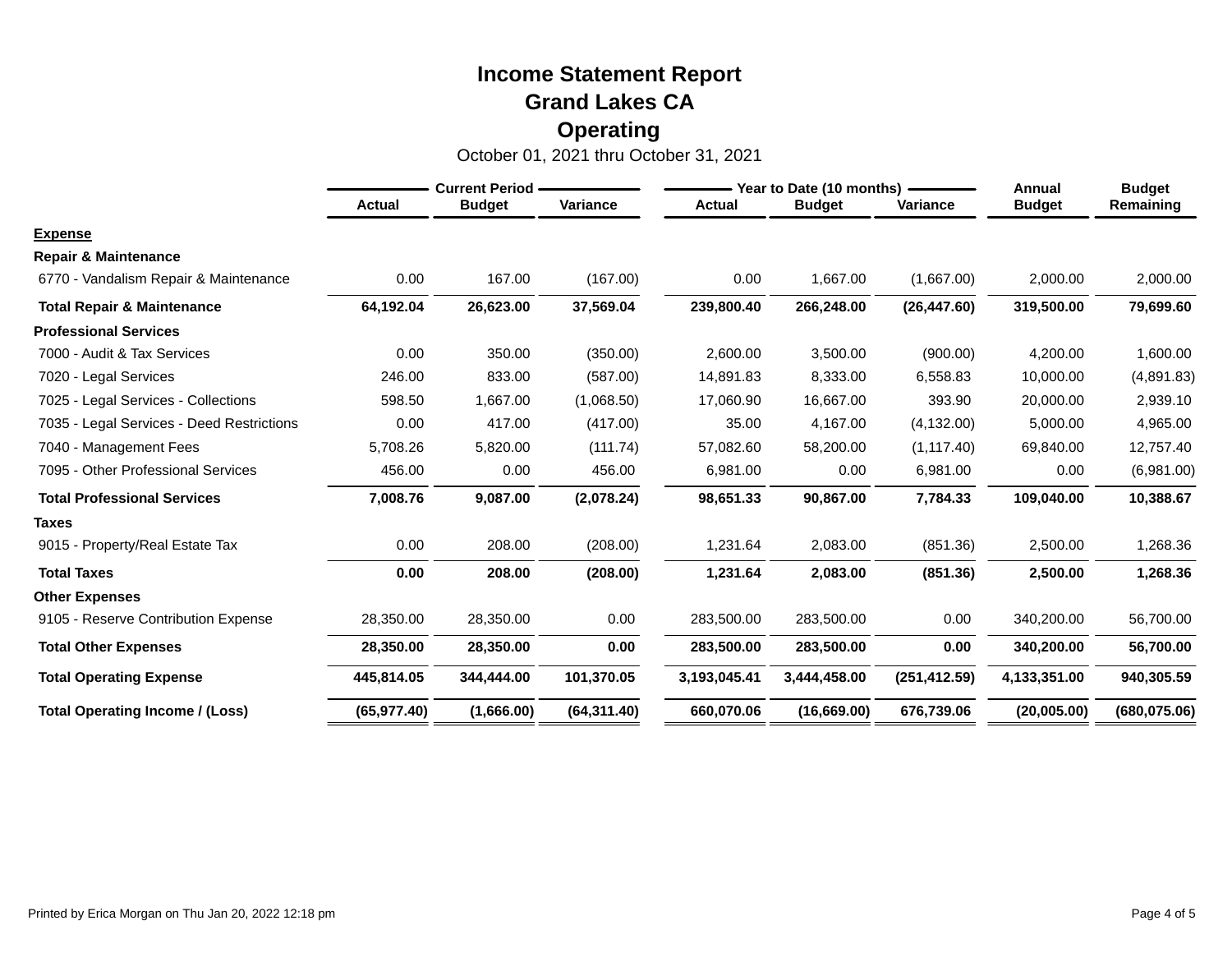# Income Statement Report
## Grand Lakes CA
## Operating

October 01, 2021 thru October 31, 2021

| | Current Period | | | Year to Date (10 months) | | | Annual | Budget |
|---|---|---|---|---|---|---|---|---|
| | Actual | Budget | Variance | Actual | Budget | Variance | Budget | Remaining |
| **Expense** | | | | | | | | |
| **Repair & Maintenance** | | | | | | | | |
| 6770 - Vandalism Repair & Maintenance | 0.00 | 167.00 | (167.00) | 0.00 | 1,667.00 | (1,667.00) | 2,000.00 | 2,000.00 |
| **Total Repair & Maintenance** | **64,192.04** | **26,623.00** | **37,569.04** | **239,800.40** | **266,248.00** | **(26,447.60)** | **319,500.00** | **79,699.60** |
| **Professional Services** | | | | | | | | |
| 7000 - Audit & Tax Services | 0.00 | 350.00 | (350.00) | 2,600.00 | 3,500.00 | (900.00) | 4,200.00 | 1,600.00 |
| 7020 - Legal Services | 246.00 | 833.00 | (587.00) | 14,891.83 | 8,333.00 | 6,558.83 | 10,000.00 | (4,891.83) |
| 7025 - Legal Services - Collections | 598.50 | 1,667.00 | (1,068.50) | 17,060.90 | 16,667.00 | 393.90 | 20,000.00 | 2,939.10 |
| 7035 - Legal Services - Deed Restrictions | 0.00 | 417.00 | (417.00) | 35.00 | 4,167.00 | (4,132.00) | 5,000.00 | 4,965.00 |
| 7040 - Management Fees | 5,708.26 | 5,820.00 | (111.74) | 57,082.60 | 58,200.00 | (1,117.40) | 69,840.00 | 12,757.40 |
| 7095 - Other Professional Services | 456.00 | 0.00 | 456.00 | 6,981.00 | 0.00 | 6,981.00 | 0.00 | (6,981.00) |
| **Total Professional Services** | **7,008.76** | **9,087.00** | **(2,078.24)** | **98,651.33** | **90,867.00** | **7,784.33** | **109,040.00** | **10,388.67** |
| **Taxes** | | | | | | | | |
| 9015 - Property/Real Estate Tax | 0.00 | 208.00 | (208.00) | 1,231.64 | 2,083.00 | (851.36) | 2,500.00 | 1,268.36 |
| **Total Taxes** | **0.00** | **208.00** | **(208.00)** | **1,231.64** | **2,083.00** | **(851.36)** | **2,500.00** | **1,268.36** |
| **Other Expenses** | | | | | | | | |
| 9105 - Reserve Contribution Expense | 28,350.00 | 28,350.00 | 0.00 | 283,500.00 | 283,500.00 | 0.00 | 340,200.00 | 56,700.00 |
| **Total Other Expenses** | **28,350.00** | **28,350.00** | **0.00** | **283,500.00** | **283,500.00** | **0.00** | **340,200.00** | **56,700.00** |
| **Total Operating Expense** | **445,814.05** | **344,444.00** | **101,370.05** | **3,193,045.41** | **3,444,458.00** | **(251,412.59)** | **4,133,351.00** | **940,305.59** |
| **Total Operating Income / (Loss)** | **(65,977.40)** | **(1,666.00)** | **(64,311.40)** | **660,070.06** | **(16,669.00)** | **676,739.06** | **(20,005.00)** | **(680,075.06)** |

Printed by Erica Morgan on Thu Jan 20, 2022 12:18 pm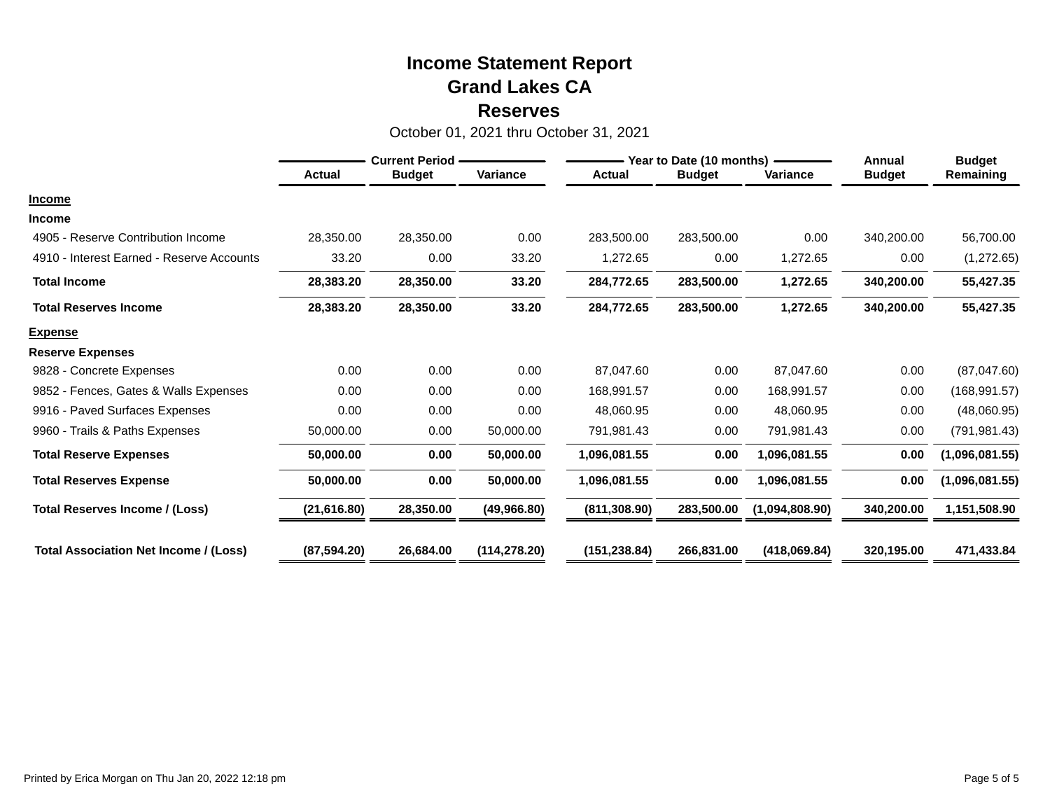# Income Statement Report
## Grand Lakes CA
## Reserves

October 01, 2021 thru October 31, 2021

| | Current Period | | | Year to Date (10 months) | | | Annual | Budget |
|---|---|---|---|---|---|---|---|---|
| | Actual | Budget | Variance | Actual | Budget | Variance | Budget | Remaining |
| **Income** | | | | | | | | |
| **Income** | | | | | | | | |
| 4905 - Reserve Contribution Income | 28,350.00 | 28,350.00 | 0.00 | 283,500.00 | 283,500.00 | 0.00 | 340,200.00 | 56,700.00 |
| 4910 - Interest Earned - Reserve Accounts | 33.20 | 0.00 | 33.20 | 1,272.65 | 0.00 | 1,272.65 | 0.00 | (1,272.65) |
| **Total Income** | **28,383.20** | **28,350.00** | **33.20** | **284,772.65** | **283,500.00** | **1,272.65** | **340,200.00** | **55,427.35** |
| **Total Reserves Income** | **28,383.20** | **28,350.00** | **33.20** | **284,772.65** | **283,500.00** | **1,272.65** | **340,200.00** | **55,427.35** |
| **Expense** | | | | | | | | |
| **Reserve Expenses** | | | | | | | | |
| 9828 - Concrete Expenses | 0.00 | 0.00 | 0.00 | 87,047.60 | 0.00 | 87,047.60 | 0.00 | (87,047.60) |
| 9852 - Fences, Gates & Walls Expenses | 0.00 | 0.00 | 0.00 | 168,991.57 | 0.00 | 168,991.57 | 0.00 | (168,991.57) |
| 9916 - Paved Surfaces Expenses | 0.00 | 0.00 | 0.00 | 48,060.95 | 0.00 | 48,060.95 | 0.00 | (48,060.95) |
| 9960 - Trails & Paths Expenses | 50,000.00 | 0.00 | 50,000.00 | 791,981.43 | 0.00 | 791,981.43 | 0.00 | (791,981.43) |
| **Total Reserve Expenses** | **50,000.00** | **0.00** | **50,000.00** | **1,096,081.55** | **0.00** | **1,096,081.55** | **0.00** | **(1,096,081.55)** |
| **Total Reserves Expense** | **50,000.00** | **0.00** | **50,000.00** | **1,096,081.55** | **0.00** | **1,096,081.55** | **0.00** | **(1,096,081.55)** |
| **Total Reserves Income / (Loss)** | **(21,616.80)** | **28,350.00** | **(49,966.80)** | **(811,308.90)** | **283,500.00** | **(1,094,808.90)** | **340,200.00** | **1,151,508.90** |
| **Total Association Net Income / (Loss)** | **(87,594.20)** | **26,684.00** | **(114,278.20)** | **(151,238.84)** | **266,831.00** | **(418,069.84)** | **320,195.00** | **471,433.84** |

Printed by Erica Morgan on Thu Jan 20, 2022 12:18 pm